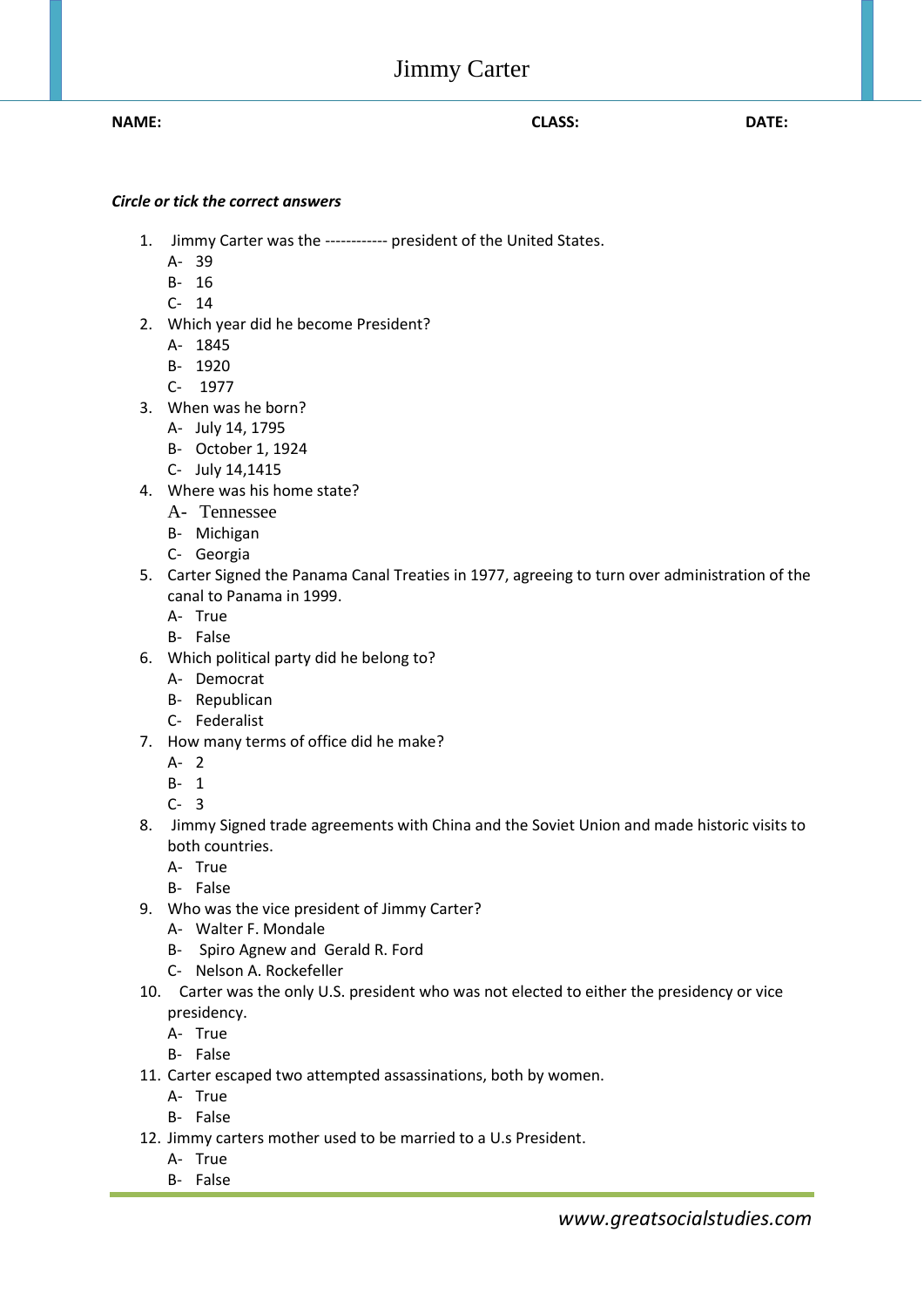# Jimmy Carter

**NAME:** **CLASS:** **DATE:**

***Circle or tick the correct answers***

1. Jimmy Carter was the ------------ president of the United States.
   A- 39
   B- 16
   C- 14
2. Which year did he become President?
   A- 1845
   B- 1920
   C- 1977
3. When was he born?
   A- July 14, 1795
   B- October 1, 1924
   C- July 14,1415
4. Where was his home state?
   A- Tennessee
   B- Michigan
   C- Georgia
5. Carter Signed the Panama Canal Treaties in 1977, agreeing to turn over administration of the canal to Panama in 1999.
   A- True
   B- False
6. Which political party did he belong to?
   A- Democrat
   B- Republican
   C- Federalist
7. How many terms of office did he make?
   A- 2
   B- 1
   C- 3
8. Jimmy Signed trade agreements with China and the Soviet Union and made historic visits to both countries.
   A- True
   B- False
9. Who was the vice president of Jimmy Carter?
   A- Walter F. Mondale
   B- Spiro Agnew and Gerald R. Ford
   C- Nelson A. Rockefeller
10. Carter was the only U.S. president who was not elected to either the presidency or vice presidency.
    A- True
    B- False
11. Carter escaped two attempted assassinations, both by women.
    A- True
    B- False
12. Jimmy carters mother used to be married to a U.s President.
    A- True
    B- False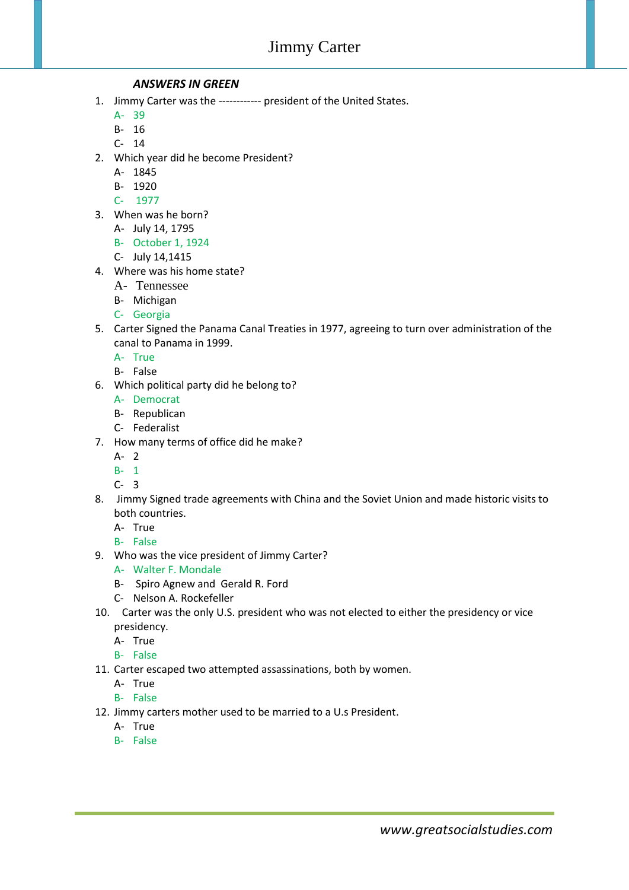# Jimmy Carter

***ANSWERS IN GREEN***

1. Jimmy Carter was the ------------ president of the United States.
   A- 39
   B- 16
   C- 14
2. Which year did he become President?
   A- 1845
   B- 1920
   C- 1977
3. When was he born?
   A- July 14, 1795
   B- October 1, 1924
   C- July 14,1415
4. Where was his home state?
   A- Tennessee
   B- Michigan
   C- Georgia
5. Carter Signed the Panama Canal Treaties in 1977, agreeing to turn over administration of the canal to Panama in 1999.
   A- True
   B- False
6. Which political party did he belong to?
   A- Democrat
   B- Republican
   C- Federalist
7. How many terms of office did he make?
   A- 2
   B- 1
   C- 3
8. Jimmy Signed trade agreements with China and the Soviet Union and made historic visits to both countries.
   A- True
   B- False
9. Who was the vice president of Jimmy Carter?
   A- Walter F. Mondale
   B- Spiro Agnew and Gerald R. Ford
   C- Nelson A. Rockefeller
10. Carter was the only U.S. president who was not elected to either the presidency or vice presidency.
    A- True
    B- False
11. Carter escaped two attempted assassinations, both by women.
    A- True
    B- False
12. Jimmy carters mother used to be married to a U.s President.
    A- True
    B- False